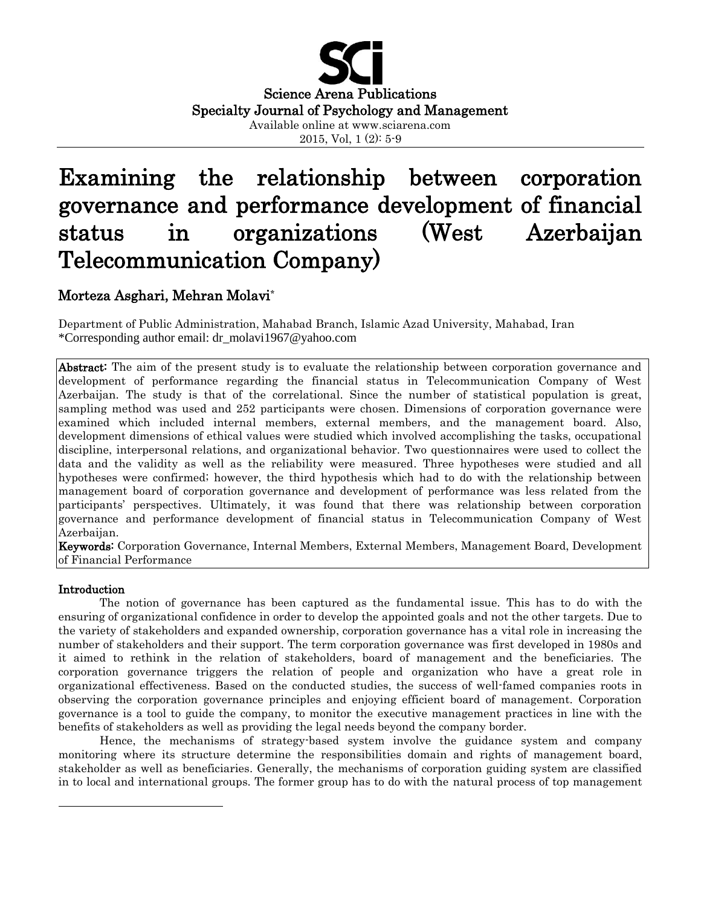# Examining the relationship between corporation governance and performance development of financial status in organizations (West Azerbaijan Telecommunication Company)

**Morteza Asghari, Mehran Molavi***

Department of Public Administration, Mahabad Branch, Islamic Azad University, Mahabad, Iran
*Corresponding author email: dr_molavi1967@yahoo.com

**Abstract:** The aim of the present study is to evaluate the relationship between corporation governance and development of performance regarding the financial status in Telecommunication Company of West Azerbaijan. The study is that of the correlational. Since the number of statistical population is great, sampling method was used and 252 participants were chosen. Dimensions of corporation governance were examined which included internal members, external members, and the management board. Also, development dimensions of ethical values were studied which involved accomplishing the tasks, occupational discipline, interpersonal relations, and organizational behavior. Two questionnaires were used to collect the data and the validity as well as the reliability were measured. Three hypotheses were studied and all hypotheses were confirmed; however, the third hypothesis which had to do with the relationship between management board of corporation governance and development of performance was less related from the participants' perspectives. Ultimately, it was found that there was relationship between corporation governance and performance development of financial status in Telecommunication Company of West Azerbaijan.

**Keywords:** Corporation Governance, Internal Members, External Members, Management Board, Development of Financial Performance

## Introduction

The notion of governance has been captured as the fundamental issue. This has to do with the ensuring of organizational confidence in order to develop the appointed goals and not the other targets. Due to the variety of stakeholders and expanded ownership, corporation governance has a vital role in increasing the number of stakeholders and their support. The term corporation governance was first developed in 1980s and it aimed to rethink in the relation of stakeholders, board of management and the beneficiaries. The corporation governance triggers the relation of people and organization who have a great role in organizational effectiveness. Based on the conducted studies, the success of well-famed companies roots in observing the corporation governance principles and enjoying efficient board of management. Corporation governance is a tool to guide the company, to monitor the executive management practices in line with the benefits of stakeholders as well as providing the legal needs beyond the company border.

Hence, the mechanisms of strategy-based system involve the guidance system and company monitoring where its structure determine the responsibilities domain and rights of management board, stakeholder as well as beneficiaries. Generally, the mechanisms of corporation guiding system are classified in to local and international groups. The former group has to do with the natural process of top management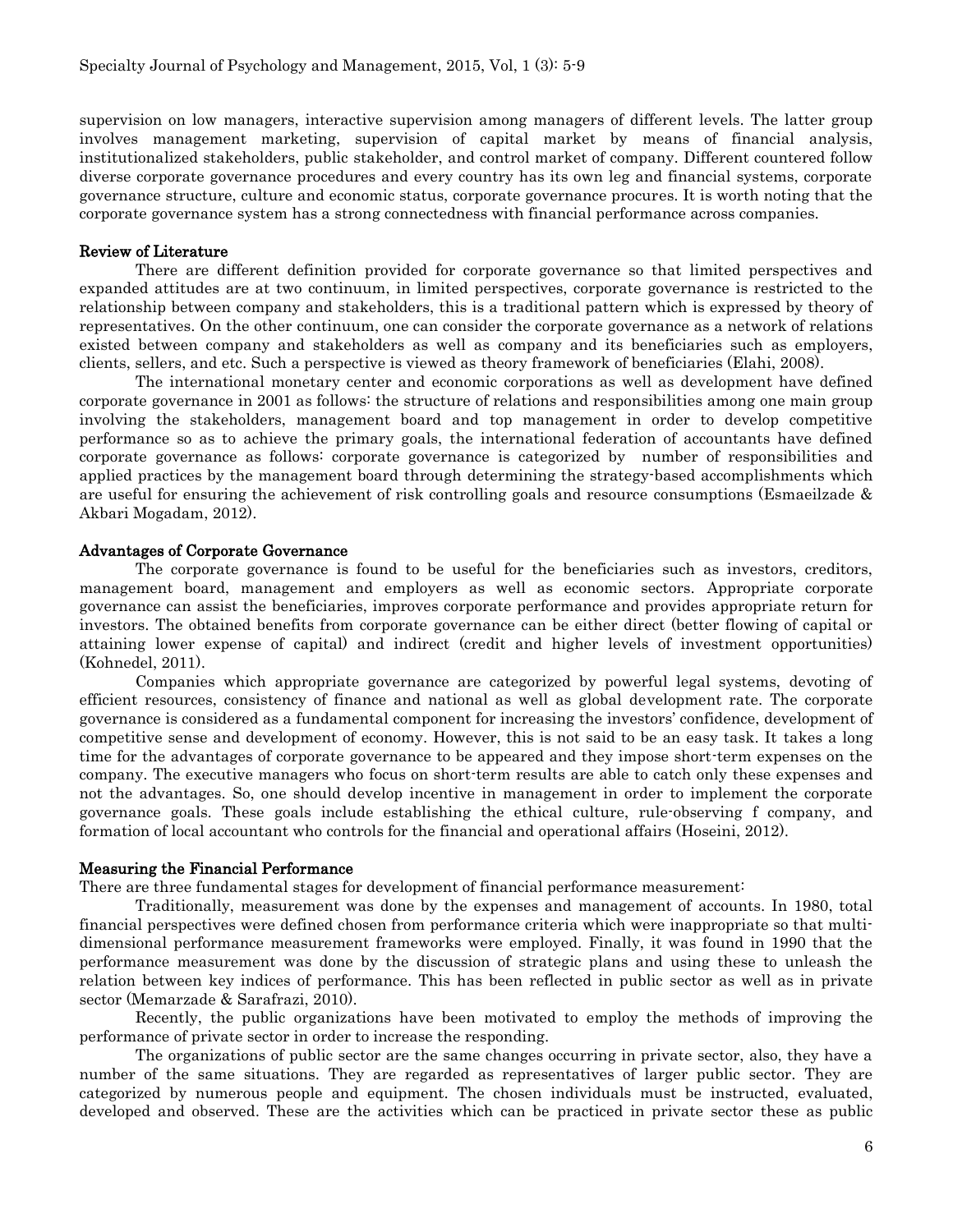supervision on low managers, interactive supervision among managers of different levels. The latter group involves management marketing, supervision of capital market by means of financial analysis, institutionalized stakeholders, public stakeholder, and control market of company. Different countered follow diverse corporate governance procedures and every country has its own leg and financial systems, corporate governance structure, culture and economic status, corporate governance procures. It is worth noting that the corporate governance system has a strong connectedness with financial performance across companies.

## Review of Literature

There are different definition provided for corporate governance so that limited perspectives and expanded attitudes are at two continuum, in limited perspectives, corporate governance is restricted to the relationship between company and stakeholders, this is a traditional pattern which is expressed by theory of representatives. On the other continuum, one can consider the corporate governance as a network of relations existed between company and stakeholders as well as company and its beneficiaries such as employers, clients, sellers, and etc. Such a perspective is viewed as theory framework of beneficiaries (Elahi, 2008).

The international monetary center and economic corporations as well as development have defined corporate governance in 2001 as follows: the structure of relations and responsibilities among one main group involving the stakeholders, management board and top management in order to develop competitive performance so as to achieve the primary goals, the international federation of accountants have defined corporate governance as follows: corporate governance is categorized by number of responsibilities and applied practices by the management board through determining the strategy-based accomplishments which are useful for ensuring the achievement of risk controlling goals and resource consumptions (Esmaeilzade & Akbari Mogadam, 2012).

## Advantages of Corporate Governance

The corporate governance is found to be useful for the beneficiaries such as investors, creditors, management board, management and employers as well as economic sectors. Appropriate corporate governance can assist the beneficiaries, improves corporate performance and provides appropriate return for investors. The obtained benefits from corporate governance can be either direct (better flowing of capital or attaining lower expense of capital) and indirect (credit and higher levels of investment opportunities) (Kohnedel, 2011).

Companies which appropriate governance are categorized by powerful legal systems, devoting of efficient resources, consistency of finance and national as well as global development rate. The corporate governance is considered as a fundamental component for increasing the investors' confidence, development of competitive sense and development of economy. However, this is not said to be an easy task. It takes a long time for the advantages of corporate governance to be appeared and they impose short-term expenses on the company. The executive managers who focus on short-term results are able to catch only these expenses and not the advantages. So, one should develop incentive in management in order to implement the corporate governance goals. These goals include establishing the ethical culture, rule-observing f company, and formation of local accountant who controls for the financial and operational affairs (Hoseini, 2012).

## Measuring the Financial Performance

There are three fundamental stages for development of financial performance measurement:

Traditionally, measurement was done by the expenses and management of accounts. In 1980, total financial perspectives were defined chosen from performance criteria which were inappropriate so that multi-dimensional performance measurement frameworks were employed. Finally, it was found in 1990 that the performance measurement was done by the discussion of strategic plans and using these to unleash the relation between key indices of performance. This has been reflected in public sector as well as in private sector (Memarzade & Sarafrazi, 2010).

Recently, the public organizations have been motivated to employ the methods of improving the performance of private sector in order to increase the responding.

The organizations of public sector are the same changes occurring in private sector, also, they have a number of the same situations. They are regarded as representatives of larger public sector. They are categorized by numerous people and equipment. The chosen individuals must be instructed, evaluated, developed and observed. These are the activities which can be practiced in private sector these as public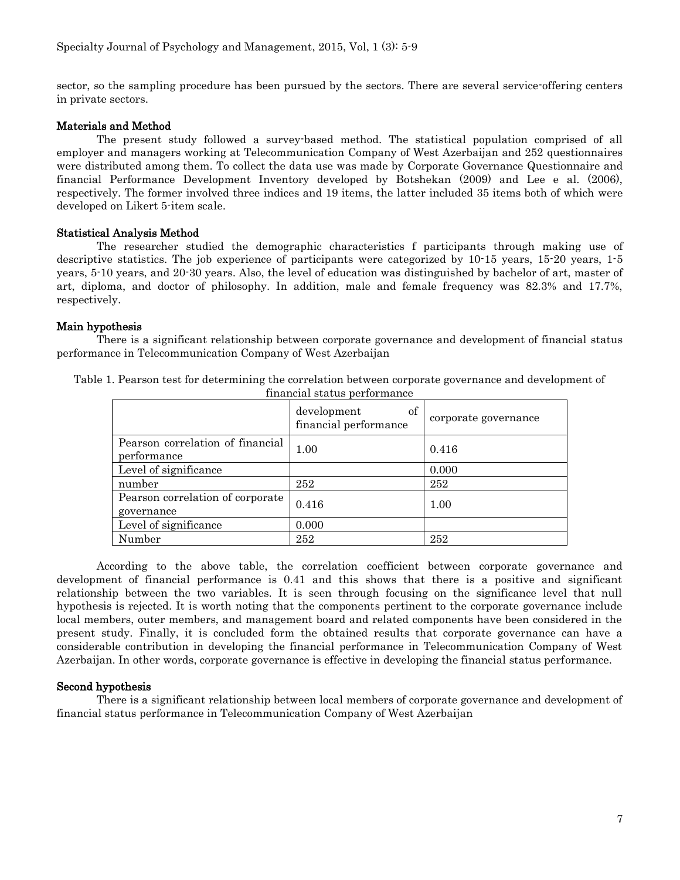sector, so the sampling procedure has been pursued by the sectors. There are several service-offering centers in private sectors.

## Materials and Method

The present study followed a survey-based method. The statistical population comprised of all employer and managers working at Telecommunication Company of West Azerbaijan and 252 questionnaires were distributed among them. To collect the data use was made by Corporate Governance Questionnaire and financial Performance Development Inventory developed by Botshekan (2009) and Lee e al. (2006), respectively. The former involved three indices and 19 items, the latter included 35 items both of which were developed on Likert 5-item scale.

## Statistical Analysis Method

The researcher studied the demographic characteristics f participants through making use of descriptive statistics. The job experience of participants were categorized by 10-15 years, 15-20 years, 1-5 years, 5-10 years, and 20-30 years. Also, the level of education was distinguished by bachelor of art, master of art, diploma, and doctor of philosophy. In addition, male and female frequency was 82.3% and 17.7%, respectively.

## Main hypothesis

There is a significant relationship between corporate governance and development of financial status performance in Telecommunication Company of West Azerbaijan

Table 1. Pearson test for determining the correlation between corporate governance and development of financial status performance

| | development of financial performance | corporate governance |
|---|---|---|
| Pearson correlation of financial performance | 1.00 | 0.416 |
| Level of significance | | 0.000 |
| number | 252 | 252 |
| Pearson correlation of corporate governance | 0.416 | 1.00 |
| Level of significance | 0.000 | |
| Number | 252 | 252 |

According to the above table, the correlation coefficient between corporate governance and development of financial performance is 0.41 and this shows that there is a positive and significant relationship between the two variables. It is seen through focusing on the significance level that null hypothesis is rejected. It is worth noting that the components pertinent to the corporate governance include local members, outer members, and management board and related components have been considered in the present study. Finally, it is concluded form the obtained results that corporate governance can have a considerable contribution in developing the financial performance in Telecommunication Company of West Azerbaijan. In other words, corporate governance is effective in developing the financial status performance.

## Second hypothesis

There is a significant relationship between local members of corporate governance and development of financial status performance in Telecommunication Company of West Azerbaijan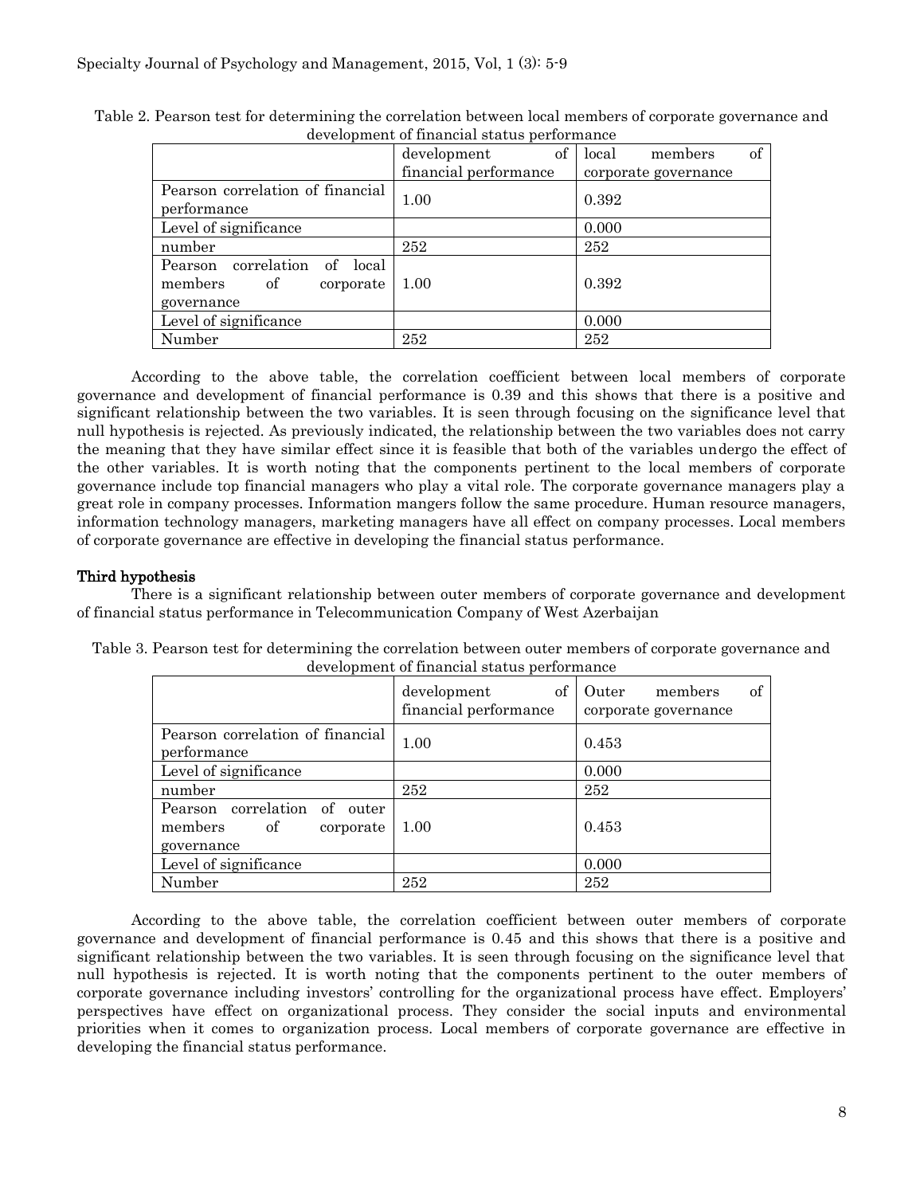Table 2. Pearson test for determining the correlation between local members of corporate governance and development of financial status performance

| | development of financial performance | local members of corporate governance |
|---|---|---|
| Pearson correlation of financial performance | 1.00 | 0.392 |
| Level of significance | | 0.000 |
| number | 252 | 252 |
| Pearson correlation of local members of corporate governance | 1.00 | 0.392 |
| Level of significance | | 0.000 |
| Number | 252 | 252 |

According to the above table, the correlation coefficient between local members of corporate governance and development of financial performance is 0.39 and this shows that there is a positive and significant relationship between the two variables. It is seen through focusing on the significance level that null hypothesis is rejected. As previously indicated, the relationship between the two variables does not carry the meaning that they have similar effect since it is feasible that both of the variables undergo the effect of the other variables. It is worth noting that the components pertinent to the local members of corporate governance include top financial managers who play a vital role. The corporate governance managers play a great role in company processes. Information mangers follow the same procedure. Human resource managers, information technology managers, marketing managers have all effect on company processes. Local members of corporate governance are effective in developing the financial status performance.

### Third hypothesis

There is a significant relationship between outer members of corporate governance and development of financial status performance in Telecommunication Company of West Azerbaijan

Table 3. Pearson test for determining the correlation between outer members of corporate governance and development of financial status performance

| | development of financial performance | Outer members of corporate governance |
|---|---|---|
| Pearson correlation of financial performance | 1.00 | 0.453 |
| Level of significance | | 0.000 |
| number | 252 | 252 |
| Pearson correlation of outer members of corporate governance | 1.00 | 0.453 |
| Level of significance | | 0.000 |
| Number | 252 | 252 |

According to the above table, the correlation coefficient between outer members of corporate governance and development of financial performance is 0.45 and this shows that there is a positive and significant relationship between the two variables. It is seen through focusing on the significance level that null hypothesis is rejected. It is worth noting that the components pertinent to the outer members of corporate governance including investors' controlling for the organizational process have effect. Employers' perspectives have effect on organizational process. They consider the social inputs and environmental priorities when it comes to organization process. Local members of corporate governance are effective in developing the financial status performance.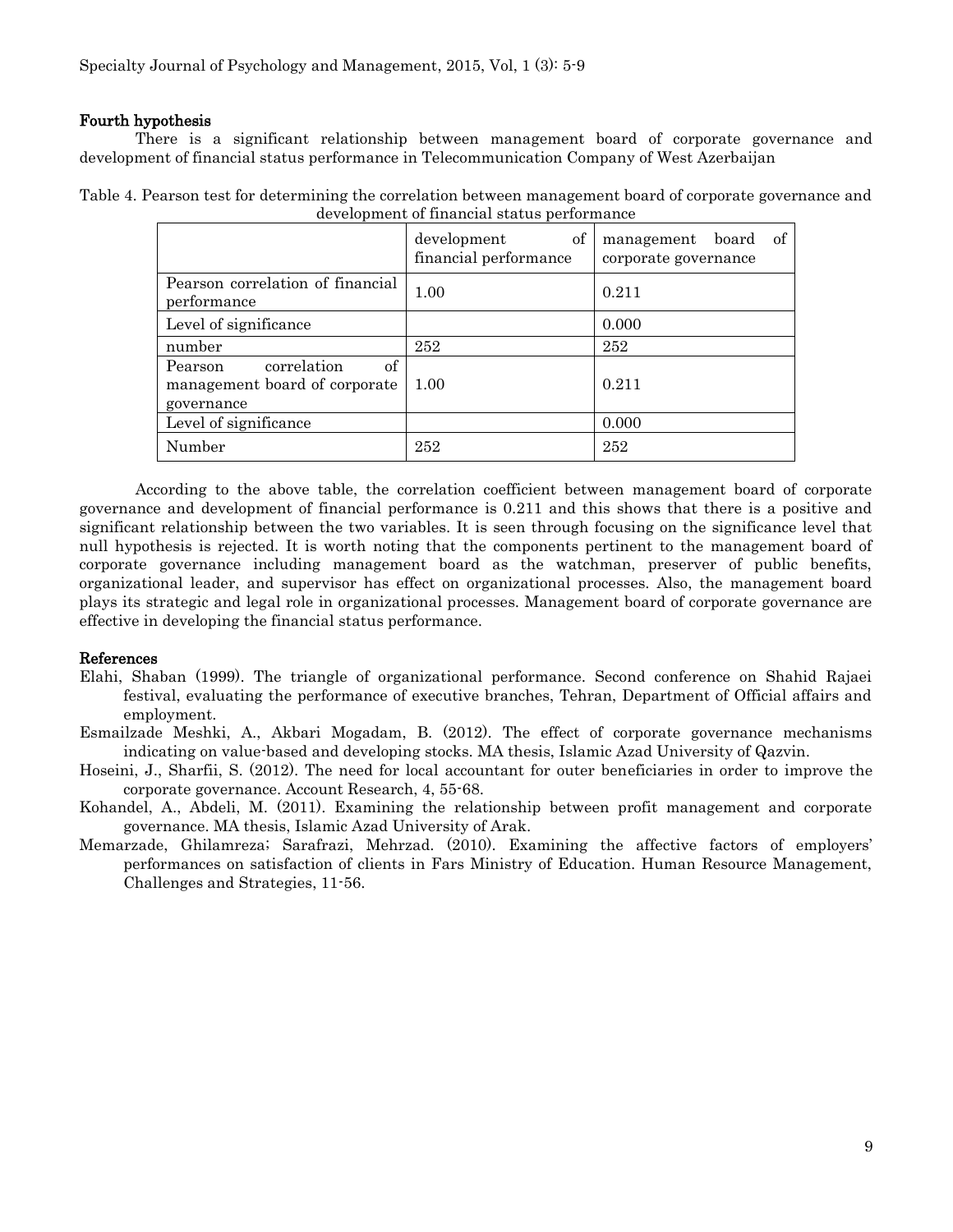#### Fourth hypothesis

There is a significant relationship between management board of corporate governance and development of financial status performance in Telecommunication Company of West Azerbaijan

Table 4. Pearson test for determining the correlation between management board of corporate governance and development of financial status performance

| | development of financial performance | management board of corporate governance |
|---|---|---|
| Pearson correlation of financial performance | 1.00 | 0.211 |
| Level of significance | | 0.000 |
| number | 252 | 252 |
| Pearson correlation of management board of corporate governance | 1.00 | 0.211 |
| Level of significance | | 0.000 |
| Number | 252 | 252 |

According to the above table, the correlation coefficient between management board of corporate governance and development of financial performance is 0.211 and this shows that there is a positive and significant relationship between the two variables. It is seen through focusing on the significance level that null hypothesis is rejected. It is worth noting that the components pertinent to the management board of corporate governance including management board as the watchman, preserver of public benefits, organizational leader, and supervisor has effect on organizational processes. Also, the management board plays its strategic and legal role in organizational processes. Management board of corporate governance are effective in developing the financial status performance.

#### References

Elahi, Shaban (1999). The triangle of organizational performance. Second conference on Shahid Rajaei festival, evaluating the performance of executive branches, Tehran, Department of Official affairs and employment.

Esmailzade Meshki, A., Akbari Mogadam, B. (2012). The effect of corporate governance mechanisms indicating on value-based and developing stocks. MA thesis, Islamic Azad University of Qazvin.

Hoseini, J., Sharfii, S. (2012). The need for local accountant for outer beneficiaries in order to improve the corporate governance. Account Research, 4, 55-68.

Kohandel, A., Abdeli, M. (2011). Examining the relationship between profit management and corporate governance. MA thesis, Islamic Azad University of Arak.

Memarzade, Ghilamreza; Sarafrazi, Mehrzad. (2010). Examining the affective factors of employers' performances on satisfaction of clients in Fars Ministry of Education. Human Resource Management, Challenges and Strategies, 11-56.